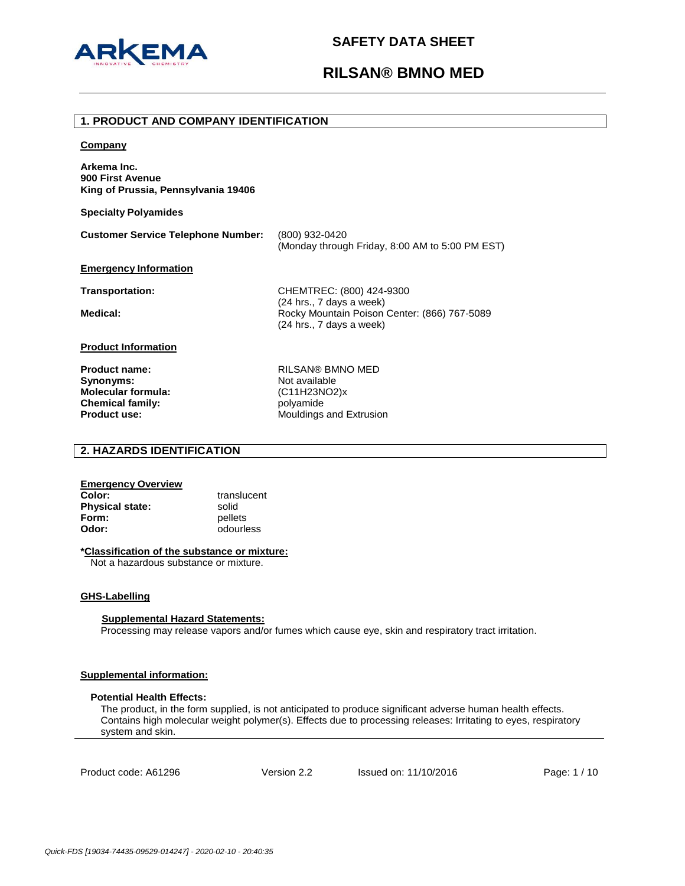# SAFETY DATA SHEET

# RILSAN® BMNO MED

## 1. PRODUCT AND COMPANY IDENTIFICATION

**Company**

**Arkema Inc.**
**900 First Avenue**
**King of Prussia, Pennsylvania 19406**

**Specialty Polyamides**

**Customer Service Telephone Number:** (800) 932-0420
(Monday through Friday, 8:00 AM to 5:00 PM EST)

**Emergency Information**

**Transportation:** CHEMTREC: (800) 424-9300
(24 hrs., 7 days a week)

**Medical:** Rocky Mountain Poison Center: (866) 767-5089
(24 hrs., 7 days a week)

**Product Information**

**Product name:** RILSAN® BMNO MED
**Synonyms:** Not available
**Molecular formula:** $(C_{11}H_{23}NO_2)_x$
**Chemical family:** polyamide
**Product use:** Mouldings and Extrusion

## 2. HAZARDS IDENTIFICATION

**Emergency Overview**

**Color:** translucent
**Physical state:** solid
**Form:** pellets
**Odor:** odourless

**\*Classification of the substance or mixture:**

Not a hazardous substance or mixture.

**GHS-Labelling**

**Supplemental Hazard Statements:**

Processing may release vapors and/or fumes which cause eye, skin and respiratory tract irritation.

**Supplemental information:**

**Potential Health Effects:**

The product, in the form supplied, is not anticipated to produce significant adverse human health effects. Contains high molecular weight polymer(s). Effects due to processing releases: Irritating to eyes, respiratory system and skin.

Product code: A61296 Version 2.2 Issued on: 11/10/2016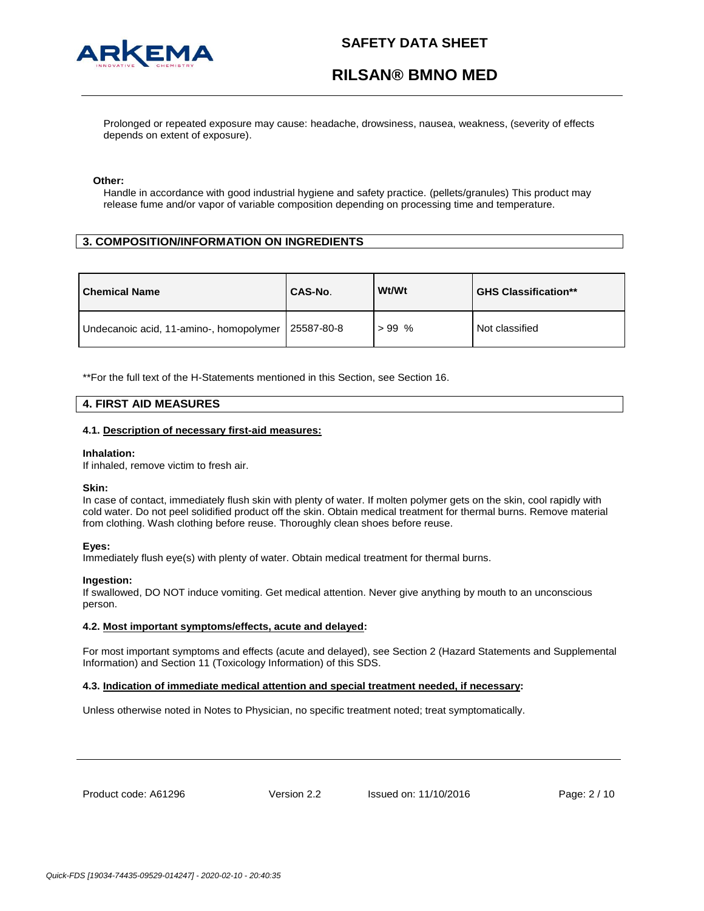Prolonged or repeated exposure may cause: headache, drowsiness, nausea, weakness, (severity of effects depends on extent of exposure).

**Other:**

Handle in accordance with good industrial hygiene and safety practice. (pellets/granules) This product may release fume and/or vapor of variable composition depending on processing time and temperature.

## 3. COMPOSITION/INFORMATION ON INGREDIENTS

| Chemical Name | CAS-No. | Wt/Wt | GHS Classification** |
|---|---|---|---|
| Undecanoic acid, 11-amino-, homopolymer | 25587-80-8 | > 99 % | Not classified |

**For the full text of the H-Statements mentioned in this Section, see Section 16.

## 4. FIRST AID MEASURES

### 4.1. Description of necessary first-aid measures:

**Inhalation:**

If inhaled, remove victim to fresh air.

**Skin:**

In case of contact, immediately flush skin with plenty of water. If molten polymer gets on the skin, cool rapidly with cold water. Do not peel solidified product off the skin. Obtain medical treatment for thermal burns. Remove material from clothing. Wash clothing before reuse. Thoroughly clean shoes before reuse.

**Eyes:**

Immediately flush eye(s) with plenty of water. Obtain medical treatment for thermal burns.

**Ingestion:**

If swallowed, DO NOT induce vomiting. Get medical attention. Never give anything by mouth to an unconscious person.

### 4.2. Most important symptoms/effects, acute and delayed:

For most important symptoms and effects (acute and delayed), see Section 2 (Hazard Statements and Supplemental Information) and Section 11 (Toxicology Information) of this SDS.

### 4.3. Indication of immediate medical attention and special treatment needed, if necessary:

Unless otherwise noted in Notes to Physician, no specific treatment noted; treat symptomatically.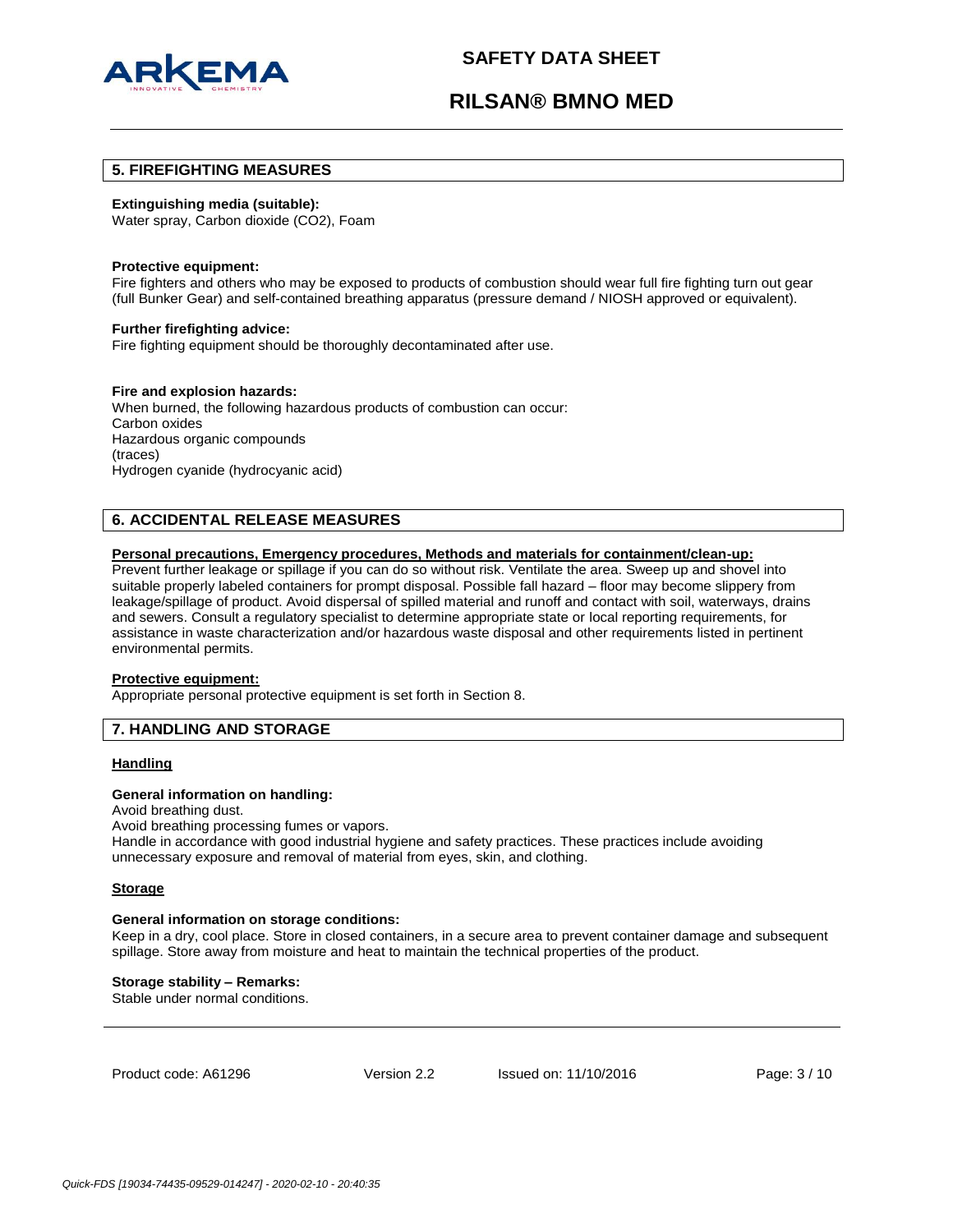## 5. FIREFIGHTING MEASURES

**Extinguishing media (suitable):**
Water spray, Carbon dioxide ($CO_2$), Foam

**Protective equipment:**
Fire fighters and others who may be exposed to products of combustion should wear full fire fighting turn out gear (full Bunker Gear) and self-contained breathing apparatus (pressure demand / NIOSH approved or equivalent).

**Further firefighting advice:**
Fire fighting equipment should be thoroughly decontaminated after use.

**Fire and explosion hazards:**
When burned, the following hazardous products of combustion can occur:
Carbon oxides
Hazardous organic compounds
(traces)
Hydrogen cyanide (hydrocyanic acid)

## 6. ACCIDENTAL RELEASE MEASURES

**Personal precautions, Emergency procedures, Methods and materials for containment/clean-up:**
Prevent further leakage or spillage if you can do so without risk. Ventilate the area. Sweep up and shovel into suitable properly labeled containers for prompt disposal. Possible fall hazard – floor may become slippery from leakage/spillage of product. Avoid dispersal of spilled material and runoff and contact with soil, waterways, drains and sewers. Consult a regulatory specialist to determine appropriate state or local reporting requirements, for assistance in waste characterization and/or hazardous waste disposal and other requirements listed in pertinent environmental permits.

**Protective equipment:**
Appropriate personal protective equipment is set forth in Section 8.

## 7. HANDLING AND STORAGE

### Handling

**General information on handling:**
Avoid breathing dust.
Avoid breathing processing fumes or vapors.
Handle in accordance with good industrial hygiene and safety practices. These practices include avoiding unnecessary exposure and removal of material from eyes, skin, and clothing.

### Storage

**General information on storage conditions:**
Keep in a dry, cool place. Store in closed containers, in a secure area to prevent container damage and subsequent spillage. Store away from moisture and heat to maintain the technical properties of the product.

**Storage stability – Remarks:**
Stable under normal conditions.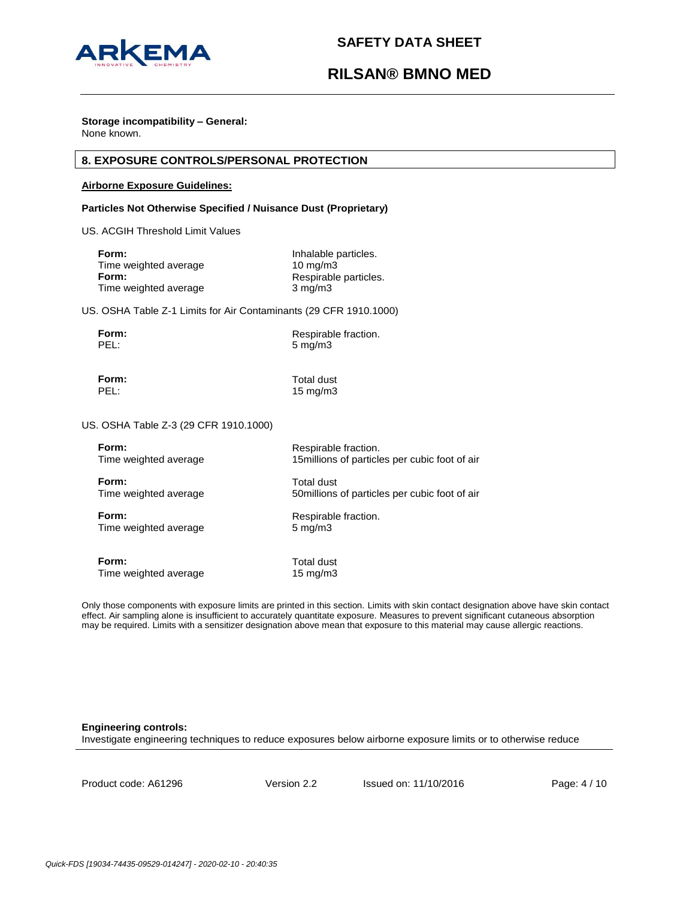**Storage incompatibility – General:**
None known.

## 8. EXPOSURE CONTROLS/PERSONAL PROTECTION

**Airborne Exposure Guidelines:**

**Particles Not Otherwise Specified / Nuisance Dust (Proprietary)**

US. ACGIH Threshold Limit Values

| | |
|---|---|
| **Form:** | Inhalable particles. |
| Time weighted average | 10 mg/m3 |
| **Form:** | Respirable particles. |
| Time weighted average | 3 mg/m3 |

US. OSHA Table Z-1 Limits for Air Contaminants (29 CFR 1910.1000)

| | |
|---|---|
| **Form:** | Respirable fraction. |
| PEL: | 5 mg/m3 |
| **Form:** | Total dust |
| PEL: | 15 mg/m3 |

US. OSHA Table Z-3 (29 CFR 1910.1000)

| | |
|---|---|
| **Form:** | Respirable fraction. |
| Time weighted average | 15millions of particles per cubic foot of air |
| **Form:** | Total dust |
| Time weighted average | 50millions of particles per cubic foot of air |
| **Form:** | Respirable fraction. |
| Time weighted average | 5 mg/m3 |
| **Form:** | Total dust |
| Time weighted average | 15 mg/m3 |

Only those components with exposure limits are printed in this section. Limits with skin contact designation above have skin contact effect. Air sampling alone is insufficient to accurately quantitate exposure. Measures to prevent significant cutaneous absorption may be required. Limits with a sensitizer designation above mean that exposure to this material may cause allergic reactions.

**Engineering controls:**
Investigate engineering techniques to reduce exposures below airborne exposure limits or to otherwise reduce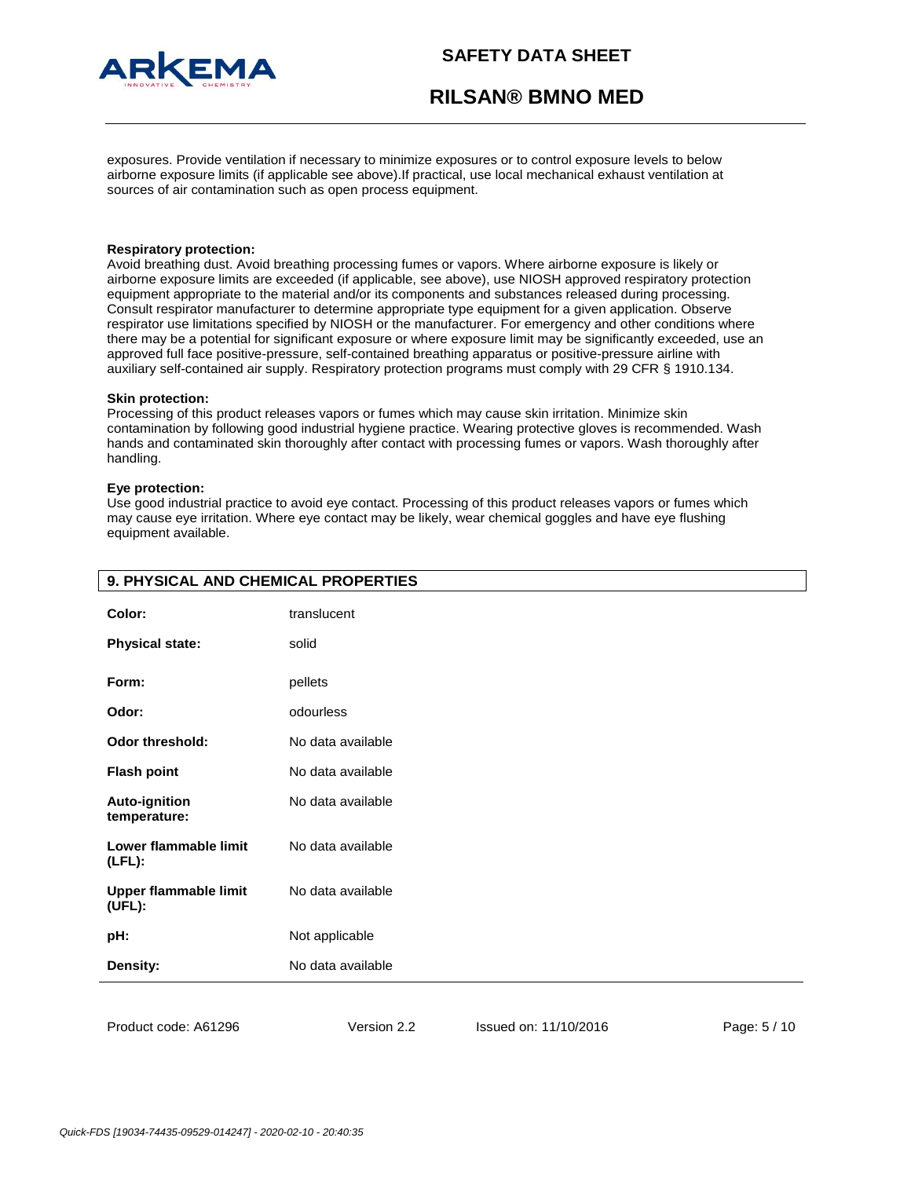exposures. Provide ventilation if necessary to minimize exposures or to control exposure levels to below airborne exposure limits (if applicable see above).If practical, use local mechanical exhaust ventilation at sources of air contamination such as open process equipment.

**Respiratory protection:**
Avoid breathing dust. Avoid breathing processing fumes or vapors. Where airborne exposure is likely or airborne exposure limits are exceeded (if applicable, see above), use NIOSH approved respiratory protection equipment appropriate to the material and/or its components and substances released during processing. Consult respirator manufacturer to determine appropriate type equipment for a given application. Observe respirator use limitations specified by NIOSH or the manufacturer. For emergency and other conditions where there may be a potential for significant exposure or where exposure limit may be significantly exceeded, use an approved full face positive-pressure, self-contained breathing apparatus or positive-pressure airline with auxiliary self-contained air supply. Respiratory protection programs must comply with 29 CFR § 1910.134.

**Skin protection:**
Processing of this product releases vapors or fumes which may cause skin irritation. Minimize skin contamination by following good industrial hygiene practice. Wearing protective gloves is recommended. Wash hands and contaminated skin thoroughly after contact with processing fumes or vapors. Wash thoroughly after handling.

**Eye protection:**
Use good industrial practice to avoid eye contact. Processing of this product releases vapors or fumes which may cause eye irritation. Where eye contact may be likely, wear chemical goggles and have eye flushing equipment available.

## 9. PHYSICAL AND CHEMICAL PROPERTIES

| | |
|---|---|
| **Color:** | translucent |
| **Physical state:** | solid |
| **Form:** | pellets |
| **Odor:** | odourless |
| **Odor threshold:** | No data available |
| **Flash point** | No data available |
| **Auto-ignition temperature:** | No data available |
| **Lower flammable limit (LFL):** | No data available |
| **Upper flammable limit (UFL):** | No data available |
| **pH:** | Not applicable |
| **Density:** | No data available |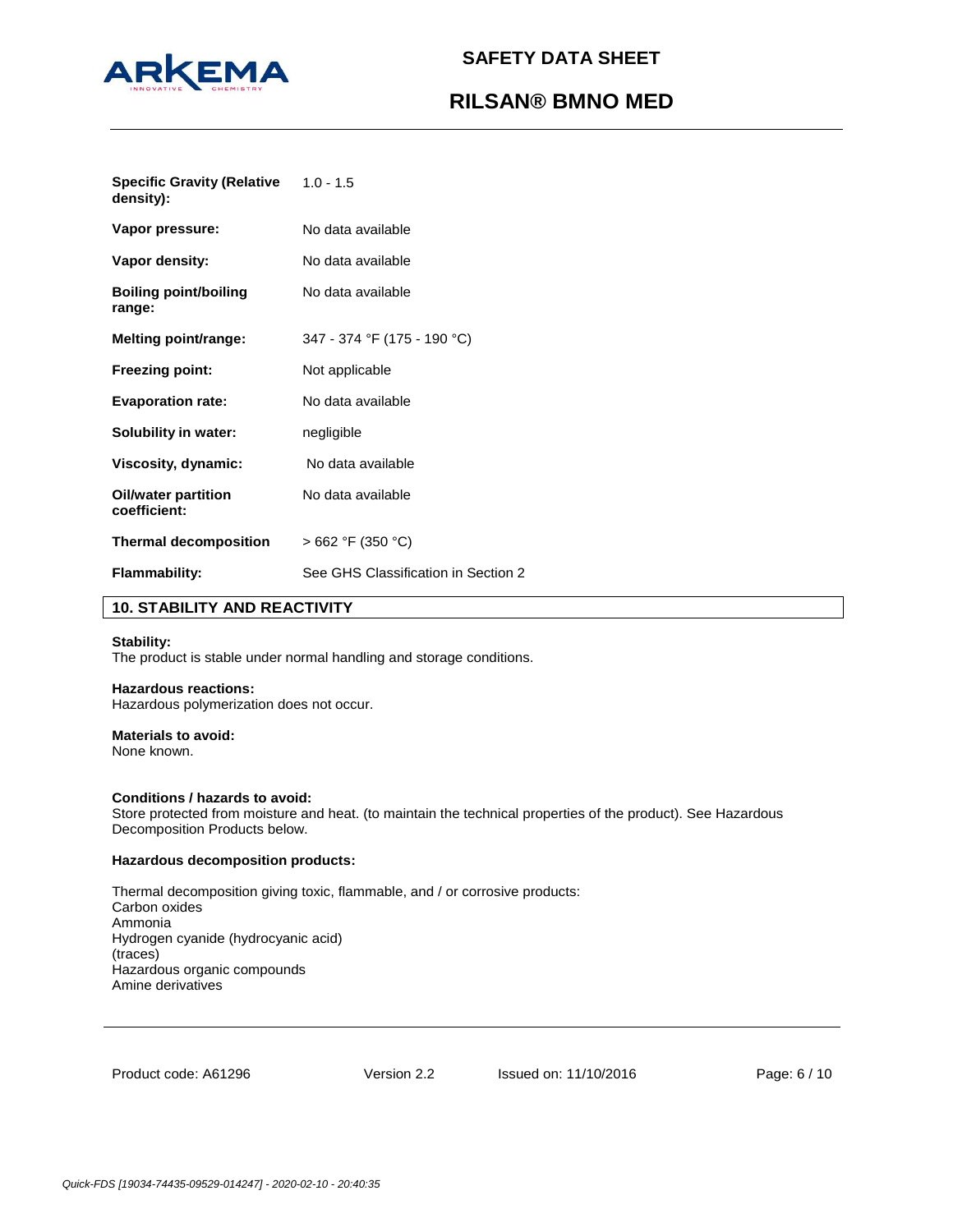| | |
|---|---|
| **Specific Gravity (Relative density):** | 1.0 - 1.5 |
| **Vapor pressure:** | No data available |
| **Vapor density:** | No data available |
| **Boiling point/boiling range:** | No data available |
| **Melting point/range:** | 347 - 374 °F (175 - 190 °C) |
| **Freezing point:** | Not applicable |
| **Evaporation rate:** | No data available |
| **Solubility in water:** | negligible |
| **Viscosity, dynamic:** | No data available |
| **Oil/water partition coefficient:** | No data available |
| **Thermal decomposition** | > 662 °F (350 °C) |
| **Flammability:** | See GHS Classification in Section 2 |

## 10. STABILITY AND REACTIVITY

**Stability:**
The product is stable under normal handling and storage conditions.

**Hazardous reactions:**
Hazardous polymerization does not occur.

**Materials to avoid:**
None known.

**Conditions / hazards to avoid:**
Store protected from moisture and heat. (to maintain the technical properties of the product). See Hazardous Decomposition Products below.

**Hazardous decomposition products:**

Thermal decomposition giving toxic, flammable, and / or corrosive products:
Carbon oxides
Ammonia
Hydrogen cyanide (hydrocyanic acid)
(traces)
Hazardous organic compounds
Amine derivatives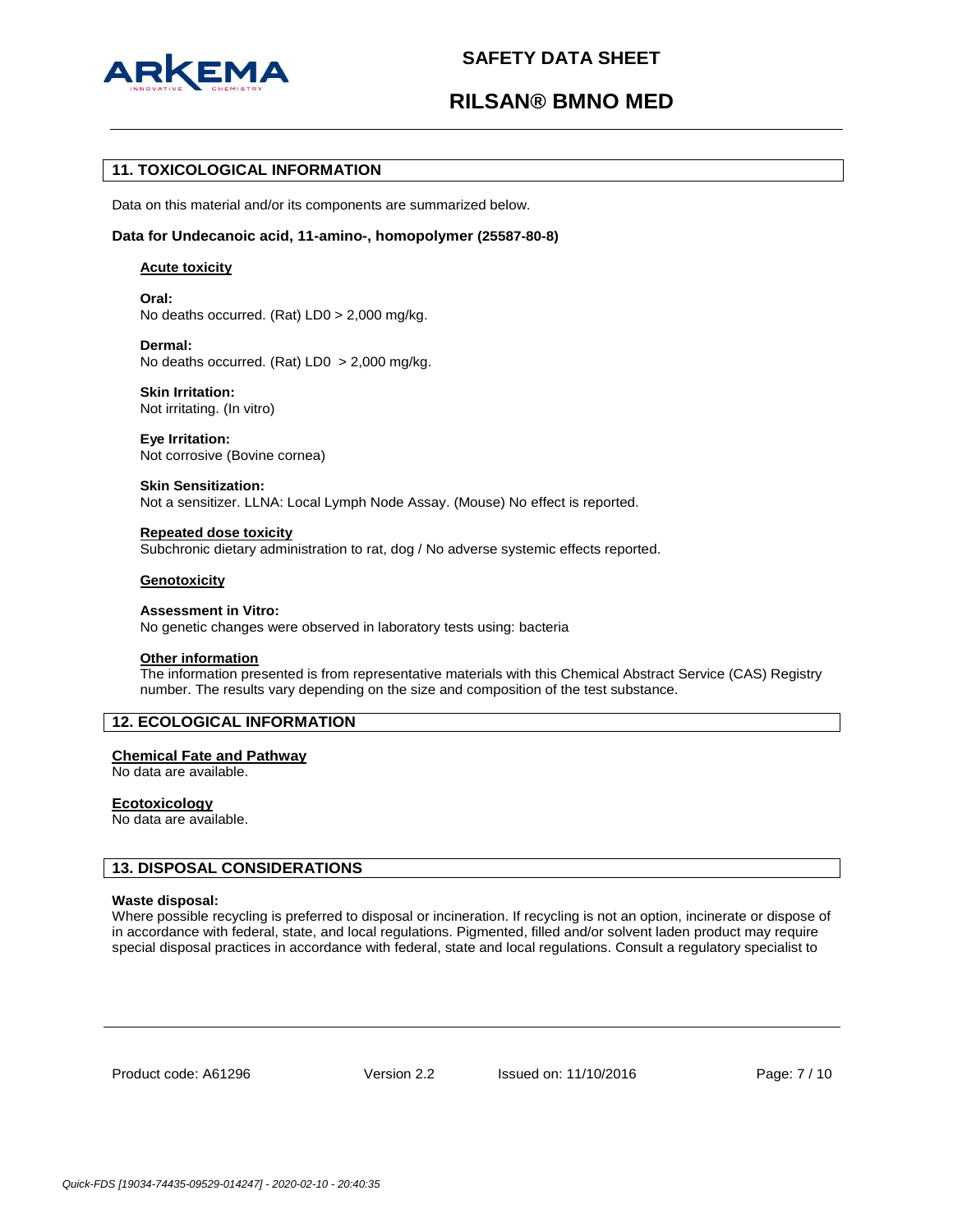## 11. TOXICOLOGICAL INFORMATION

Data on this material and/or its components are summarized below.

**Data for Undecanoic acid, 11-amino-, homopolymer (25587-80-8)**

**Acute toxicity**

**Oral:**
No deaths occurred. (Rat) LD0 > 2,000 mg/kg.

**Dermal:**
No deaths occurred. (Rat) LD0 > 2,000 mg/kg.

**Skin Irritation:**
Not irritating. (In vitro)

**Eye Irritation:**
Not corrosive (Bovine cornea)

**Skin Sensitization:**
Not a sensitizer. LLNA: Local Lymph Node Assay. (Mouse) No effect is reported.

**Repeated dose toxicity**
Subchronic dietary administration to rat, dog / No adverse systemic effects reported.

**Genotoxicity**

**Assessment in Vitro:**
No genetic changes were observed in laboratory tests using: bacteria

**Other information**
The information presented is from representative materials with this Chemical Abstract Service (CAS) Registry number. The results vary depending on the size and composition of the test substance.

## 12. ECOLOGICAL INFORMATION

**Chemical Fate and Pathway**
No data are available.

**Ecotoxicology**
No data are available.

## 13. DISPOSAL CONSIDERATIONS

**Waste disposal:**
Where possible recycling is preferred to disposal or incineration. If recycling is not an option, incinerate or dispose of in accordance with federal, state, and local regulations. Pigmented, filled and/or solvent laden product may require special disposal practices in accordance with federal, state and local regulations. Consult a regulatory specialist to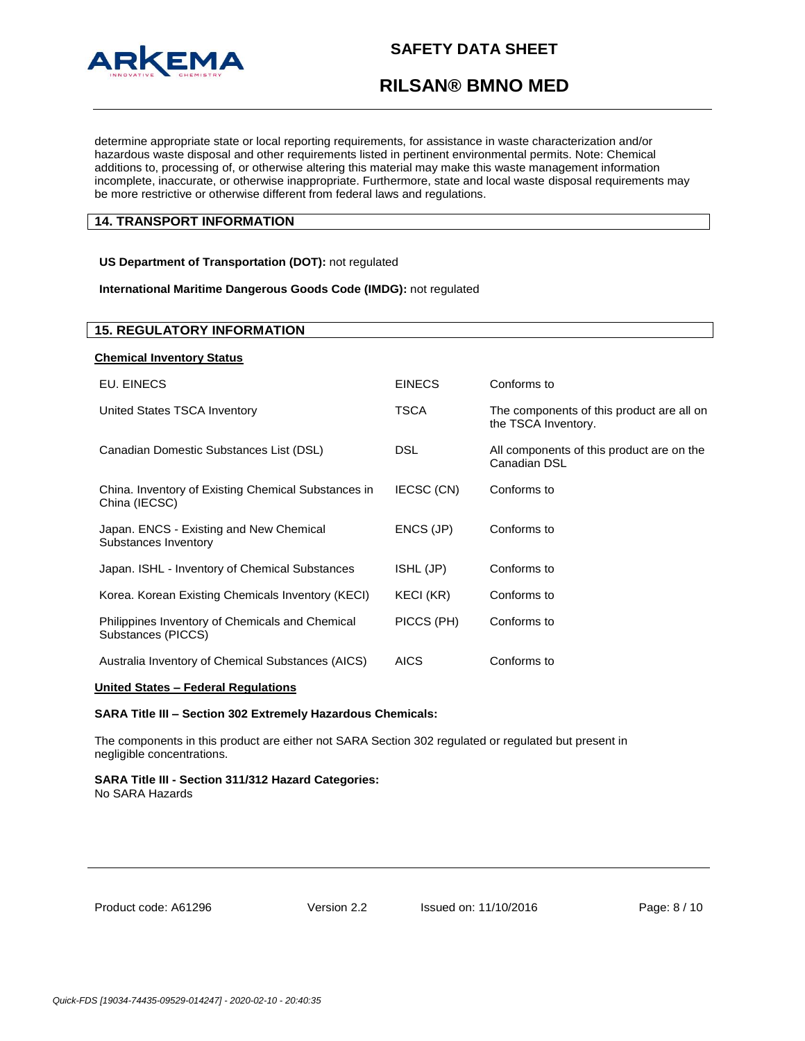determine appropriate state or local reporting requirements, for assistance in waste characterization and/or hazardous waste disposal and other requirements listed in pertinent environmental permits. Note: Chemical additions to, processing of, or otherwise altering this material may make this waste management information incomplete, inaccurate, or otherwise inappropriate. Furthermore, state and local waste disposal requirements may be more restrictive or otherwise different from federal laws and regulations.

## 14. TRANSPORT INFORMATION

**US Department of Transportation (DOT):** not regulated

**International Maritime Dangerous Goods Code (IMDG):** not regulated

## 15. REGULATORY INFORMATION

### Chemical Inventory Status

| | | |
|---|---|---|
| EU. EINECS | EINECS | Conforms to |
| United States TSCA Inventory | TSCA | The components of this product are all on the TSCA Inventory. |
| Canadian Domestic Substances List (DSL) | DSL | All components of this product are on the Canadian DSL |
| China. Inventory of Existing Chemical Substances in China (IECSC) | IECSC (CN) | Conforms to |
| Japan. ENCS - Existing and New Chemical Substances Inventory | ENCS (JP) | Conforms to |
| Japan. ISHL - Inventory of Chemical Substances | ISHL (JP) | Conforms to |
| Korea. Korean Existing Chemicals Inventory (KECI) | KECI (KR) | Conforms to |
| Philippines Inventory of Chemicals and Chemical Substances (PICCS) | PICCS (PH) | Conforms to |
| Australia Inventory of Chemical Substances (AICS) | AICS | Conforms to |

### United States – Federal Regulations

**SARA Title III – Section 302 Extremely Hazardous Chemicals:**

The components in this product are either not SARA Section 302 regulated or regulated but present in negligible concentrations.

**SARA Title III - Section 311/312 Hazard Categories:**
No SARA Hazards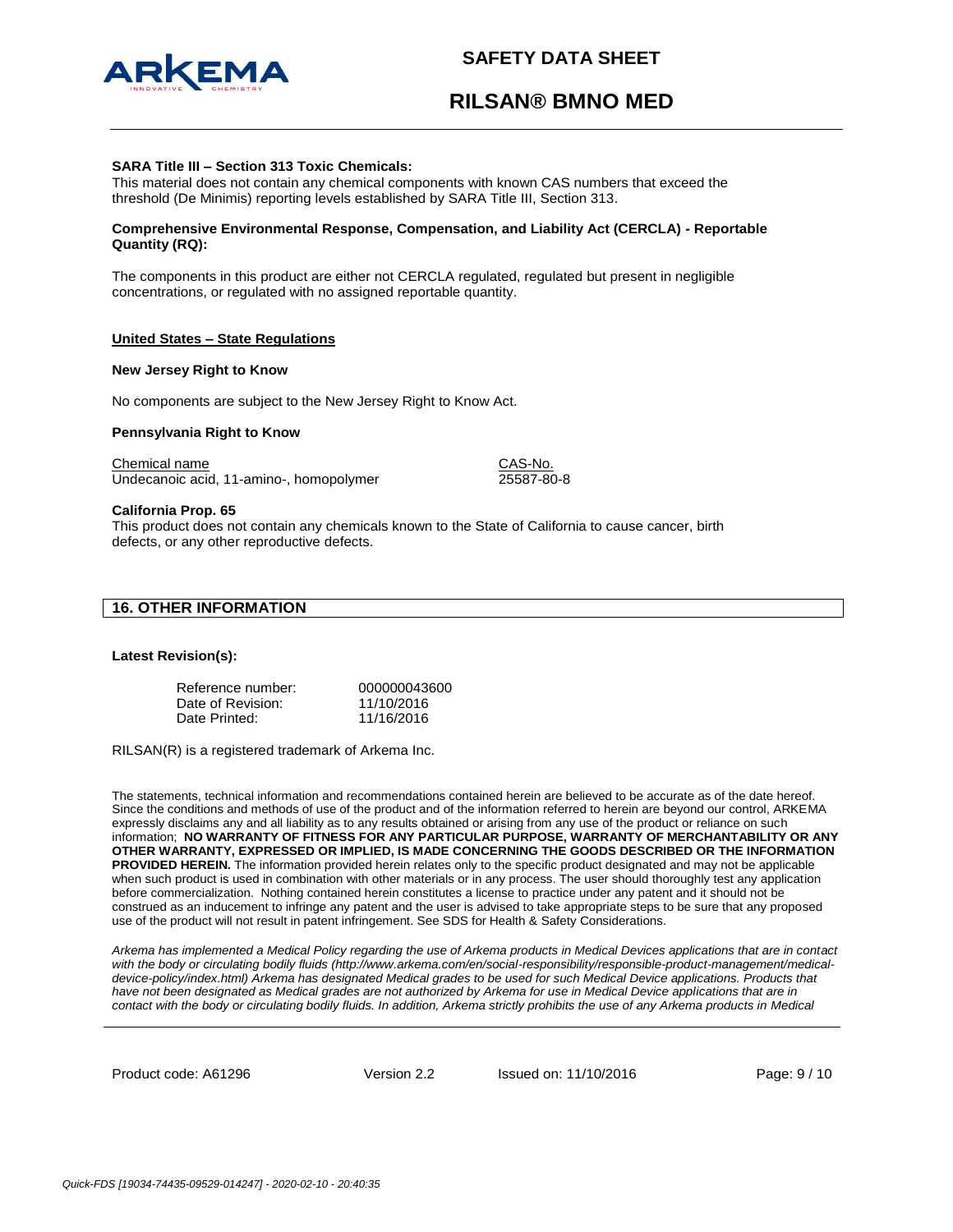**SARA Title III – Section 313 Toxic Chemicals:**
This material does not contain any chemical components with known CAS numbers that exceed the threshold (De Minimis) reporting levels established by SARA Title III, Section 313.

**Comprehensive Environmental Response, Compensation, and Liability Act (CERCLA) - Reportable Quantity (RQ):**

The components in this product are either not CERCLA regulated, regulated but present in negligible concentrations, or regulated with no assigned reportable quantity.

**United States – State Regulations**

**New Jersey Right to Know**

No components are subject to the New Jersey Right to Know Act.

**Pennsylvania Right to Know**

| Chemical name | CAS-No. |
|---|---|
| Undecanoic acid, 11-amino-, homopolymer | 25587-80-8 |

**California Prop. 65**
This product does not contain any chemicals known to the State of California to cause cancer, birth defects, or any other reproductive defects.

## 16. OTHER INFORMATION

**Latest Revision(s):**

| | |
|---|---|
| Reference number: | 000000043600 |
| Date of Revision: | 11/10/2016 |
| Date Printed: | 11/16/2016 |

RILSAN(R) is a registered trademark of Arkema Inc.

The statements, technical information and recommendations contained herein are believed to be accurate as of the date hereof. Since the conditions and methods of use of the product and of the information referred to herein are beyond our control, ARKEMA expressly disclaims any and all liability as to any results obtained or arising from any use of the product or reliance on such information; **NO WARRANTY OF FITNESS FOR ANY PARTICULAR PURPOSE, WARRANTY OF MERCHANTABILITY OR ANY OTHER WARRANTY, EXPRESSED OR IMPLIED, IS MADE CONCERNING THE GOODS DESCRIBED OR THE INFORMATION PROVIDED HEREIN.** The information provided herein relates only to the specific product designated and may not be applicable when such product is used in combination with other materials or in any process. The user should thoroughly test any application before commercialization. Nothing contained herein constitutes a license to practice under any patent and it should not be construed as an inducement to infringe any patent and the user is advised to take appropriate steps to be sure that any proposed use of the product will not result in patent infringement. See SDS for Health & Safety Considerations.

*Arkema has implemented a Medical Policy regarding the use of Arkema products in Medical Devices applications that are in contact with the body or circulating bodily fluids (http://www.arkema.com/en/social-responsibility/responsible-product-management/medical-device-policy/index.html) Arkema has designated Medical grades to be used for such Medical Device applications. Products that have not been designated as Medical grades are not authorized by Arkema for use in Medical Device applications that are in contact with the body or circulating bodily fluids. In addition, Arkema strictly prohibits the use of any Arkema products in Medical*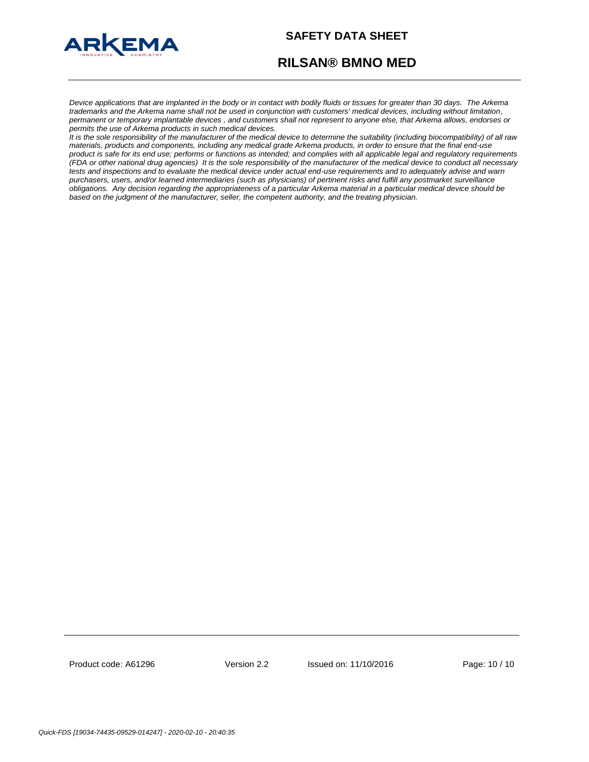*Device applications that are implanted in the body or in contact with bodily fluids or tissues for greater than 30 days. The Arkema trademarks and the Arkema name shall not be used in conjunction with customers' medical devices, including without limitation, permanent or temporary implantable devices , and customers shall not represent to anyone else, that Arkema allows, endorses or permits the use of Arkema products in such medical devices.*
*It is the sole responsibility of the manufacturer of the medical device to determine the suitability (including biocompatibility) of all raw materials, products and components, including any medical grade Arkema products, in order to ensure that the final end-use product is safe for its end use; performs or functions as intended; and complies with all applicable legal and regulatory requirements (FDA or other national drug agencies) It is the sole responsibility of the manufacturer of the medical device to conduct all necessary tests and inspections and to evaluate the medical device under actual end-use requirements and to adequately advise and warn purchasers, users, and/or learned intermediaries (such as physicians) of pertinent risks and fulfill any postmarket surveillance obligations. Any decision regarding the appropriateness of a particular Arkema material in a particular medical device should be based on the judgment of the manufacturer, seller, the competent authority, and the treating physician.*